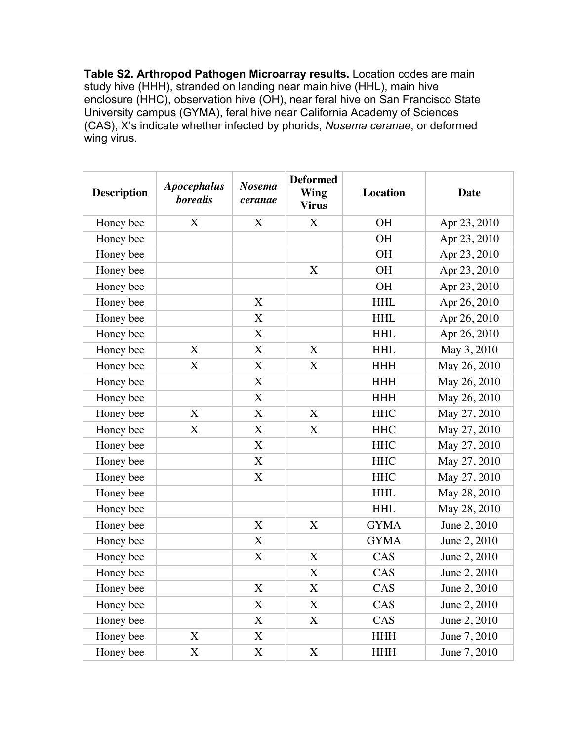**Table S2. Arthropod Pathogen Microarray results.** Location codes are main study hive (HHH), stranded on landing near main hive (HHL), main hive enclosure (HHC), observation hive (OH), near feral hive on San Francisco State University campus (GYMA), feral hive near California Academy of Sciences (CAS), X's indicate whether infected by phorids, *Nosema ceranae*, or deformed wing virus.

| Description | *Apocephalus borealis* | *Nosema ceranae* | Deformed Wing Virus | Location | Date |
|---|---|---|---|---|---|
| Honey bee | X | X | X | OH | Apr 23, 2010 |
| Honey bee | | | | OH | Apr 23, 2010 |
| Honey bee | | | | OH | Apr 23, 2010 |
| Honey bee | | | X | OH | Apr 23, 2010 |
| Honey bee | | | | OH | Apr 23, 2010 |
| Honey bee | | X | | HHL | Apr 26, 2010 |
| Honey bee | | X | | HHL | Apr 26, 2010 |
| Honey bee | | X | | HHL | Apr 26, 2010 |
| Honey bee | X | X | X | HHL | May 3, 2010 |
| Honey bee | X | X | X | HHH | May 26, 2010 |
| Honey bee | | X | | HHH | May 26, 2010 |
| Honey bee | | X | | HHH | May 26, 2010 |
| Honey bee | X | X | X | HHC | May 27, 2010 |
| Honey bee | X | X | X | HHC | May 27, 2010 |
| Honey bee | | X | | HHC | May 27, 2010 |
| Honey bee | | X | | HHC | May 27, 2010 |
| Honey bee | | X | | HHC | May 27, 2010 |
| Honey bee | | | | HHL | May 28, 2010 |
| Honey bee | | | | HHL | May 28, 2010 |
| Honey bee | | X | X | GYMA | June 2, 2010 |
| Honey bee | | X | | GYMA | June 2, 2010 |
| Honey bee | | X | X | CAS | June 2, 2010 |
| Honey bee | | | X | CAS | June 2, 2010 |
| Honey bee | | X | X | CAS | June 2, 2010 |
| Honey bee | | X | X | CAS | June 2, 2010 |
| Honey bee | | X | X | CAS | June 2, 2010 |
| Honey bee | X | X | | HHH | June 7, 2010 |
| Honey bee | X | X | X | HHH | June 7, 2010 |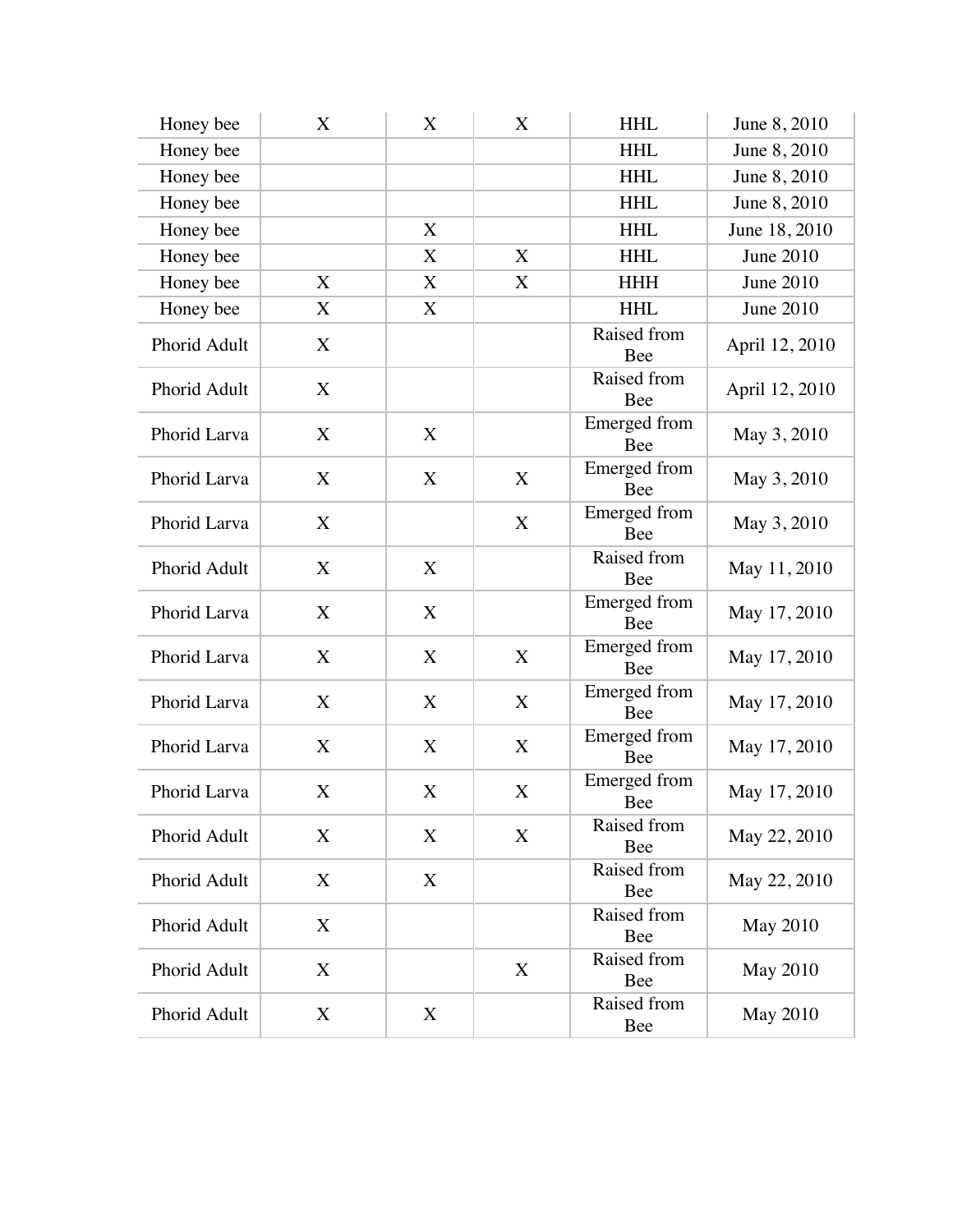| | | | | | |
|---|---|---|---|---|---|
| Honey bee | X | X | X | HHL | June 8, 2010 |
| Honey bee | | | | HHL | June 8, 2010 |
| Honey bee | | | | HHL | June 8, 2010 |
| Honey bee | | | | HHL | June 8, 2010 |
| Honey bee | | X | | HHL | June 18, 2010 |
| Honey bee | | X | X | HHL | June 2010 |
| Honey bee | X | X | X | HHH | June 2010 |
| Honey bee | X | X | | HHL | June 2010 |
| Phorid Adult | X | | | Raised from Bee | April 12, 2010 |
| Phorid Adult | X | | | Raised from Bee | April 12, 2010 |
| Phorid Larva | X | X | | Emerged from Bee | May 3, 2010 |
| Phorid Larva | X | X | X | Emerged from Bee | May 3, 2010 |
| Phorid Larva | X | | X | Emerged from Bee | May 3, 2010 |
| Phorid Adult | X | X | | Raised from Bee | May 11, 2010 |
| Phorid Larva | X | X | | Emerged from Bee | May 17, 2010 |
| Phorid Larva | X | X | X | Emerged from Bee | May 17, 2010 |
| Phorid Larva | X | X | X | Emerged from Bee | May 17, 2010 |
| Phorid Larva | X | X | X | Emerged from Bee | May 17, 2010 |
| Phorid Larva | X | X | X | Emerged from Bee | May 17, 2010 |
| Phorid Adult | X | X | X | Raised from Bee | May 22, 2010 |
| Phorid Adult | X | X | | Raised from Bee | May 22, 2010 |
| Phorid Adult | X | | | Raised from Bee | May 2010 |
| Phorid Adult | X | | X | Raised from Bee | May 2010 |
| Phorid Adult | X | X | | Raised from Bee | May 2010 |